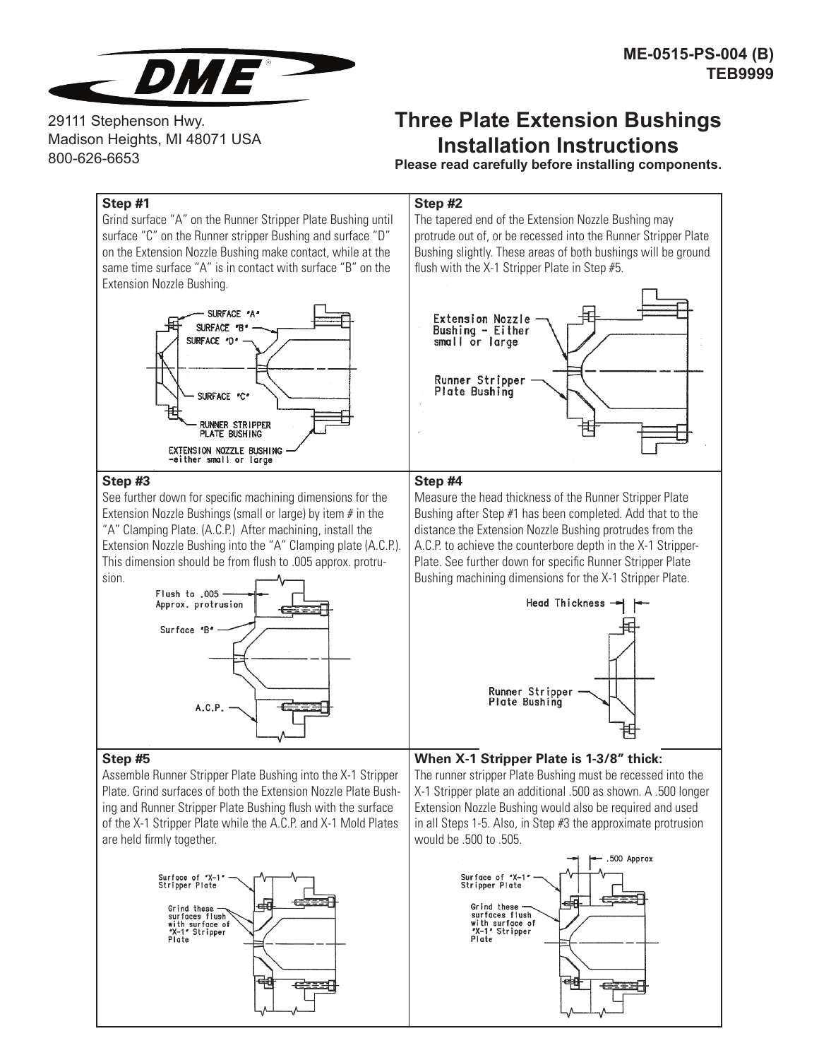ME-0515-PS-004 (B)
TEB9999

DME

29111 Stephenson Hwy.
Madison Heights, MI 48071 USA
800-626-6653

# Three Plate Extension Bushings Installation Instructions

**Please read carefully before installing components.**

### Step #1

Grind surface "A" on the Runner Stripper Plate Bushing until surface "C" on the Runner stripper Bushing and surface "D" on the Extension Nozzle Bushing make contact, while at the same time surface "A" is in contact with surface "B" on the Extension Nozzle Bushing.

SURFACE "A"
SURFACE "B"
SURFACE "D"
SURFACE "C"
RUNNER STRIPPER PLATE BUSHING
EXTENSION NOZZLE BUSHING -either small or large

### Step #2

The tapered end of the Extension Nozzle Bushing may protrude out of, or be recessed into the Runner Stripper Plate Bushing slightly. These areas of both bushings will be ground flush with the X-1 Stripper Plate in Step #5.

Extension Nozzle Bushing - Either small or large
Runner Stripper Plate Bushing

### Step #3

See further down for specific machining dimensions for the Extension Nozzle Bushings (small or large) by item # in the "A" Clamping Plate. (A.C.P.) After machining, install the Extension Nozzle Bushing into the "A" Clamping plate (A.C.P.). This dimension should be from flush to .005 approx. protrusion.

Flush to .005 Approx. protrusion
Surface "B"
A.C.P.

### Step #4

Measure the head thickness of the Runner Stripper Plate Bushing after Step #1 has been completed. Add that to the distance the Extension Nozzle Bushing protrudes from the A.C.P. to achieve the counterbore depth in the X-1 Stripper-Plate. See further down for specific Runner Stripper Plate Bushing machining dimensions for the X-1 Stripper Plate.

Head Thickness
Runner Stripper Plate Bushing

### Step #5

Assemble Runner Stripper Plate Bushing into the X-1 Stripper Plate. Grind surfaces of both the Extension Nozzle Plate Bushing and Runner Stripper Plate Bushing flush with the surface of the X-1 Stripper Plate while the A.C.P. and X-1 Mold Plates are held firmly together.

Surface of "X-1" Stripper Plate
Grind these surfaces flush with surface of "X-1" Stripper Plate

### When X-1 Stripper Plate is 1-3/8" thick:

The runner stripper Plate Bushing must be recessed into the X-1 Stripper plate an additional .500 as shown. A .500 longer Extension Nozzle Bushing would also be required and used in all Steps 1-5. Also, in Step #3 the approximate protrusion would be .500 to .505.

.500 Approx
Surface of "X-1" Stripper Plate
Grind these surfaces flush with surface of "X-1" Stripper Plate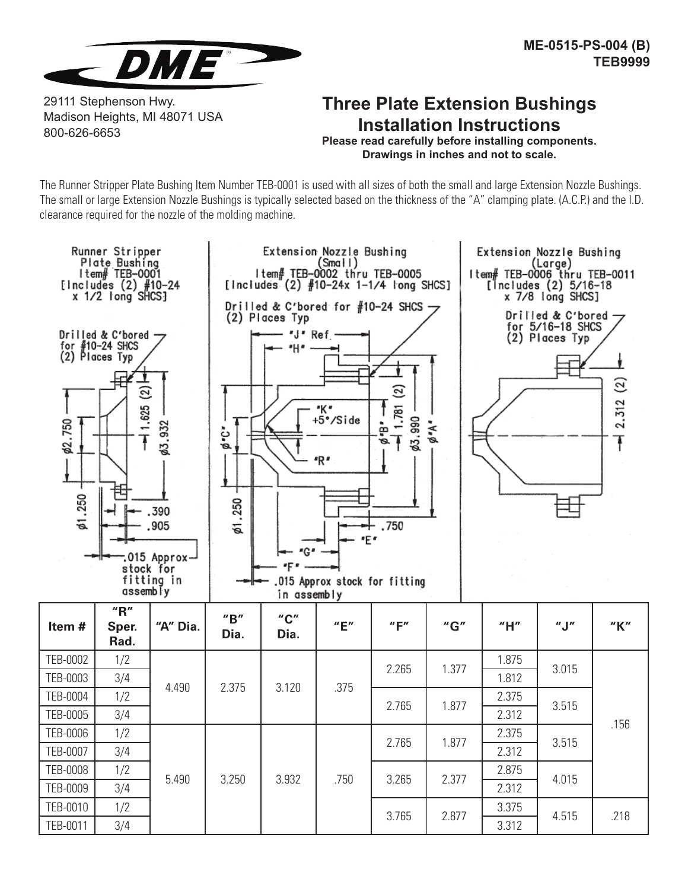ME-0515-PS-004 (B)
TEB9999

29111 Stephenson Hwy.
Madison Heights, MI 48071 USA
800-626-6653

# Three Plate Extension Bushings Installation Instructions

**Please read carefully before installing components.**
**Drawings in inches and not to scale.**

The Runner Stripper Plate Bushing Item Number TEB-0001 is used with all sizes of both the small and large Extension Nozzle Bushings. The small or large Extension Nozzle Bushings is typically selected based on the thickness of the "A" clamping plate. (A.C.P.) and the I.D. clearance required for the nozzle of the molding machine.

Runner Stripper Plate Bushing
Item# TEB-0001
[Includes (2) #10-24 x 1/2 long SHCS]

Drilled & C'bored for #10-24 SHCS (2) Places Typ

ø2.750, 1.625 (2), ø3.932, ø1.250, .390, .905

.015 Approx stock for fitting in assembly

Extension Nozzle Bushing (Small)
Item# TEB-0002 thru TEB-0005
[Includes (2) #10-24x 1-1/4 long SHCS]

Drilled & C'bored for #10-24 SHCS (2) Places Typ

"J" Ref., "H", "K" +5°/Side, "R", ø"C", ø"B", 1.781 (2), ø3.990, ø"A", ø1.250, .750, "E", "G", "F"

.015 Approx stock for fitting in assembly

Extension Nozzle Bushing (Large)
Item# TEB-0006 thru TEB-0011
[Includes (2) 5/16-18 x 7/8 long SHCS]

Drilled & C'bored for 5/16-18 SHCS (2) Places Typ

2.312 (2)

| Item # | "R" Sper. Rad. | "A" Dia. | "B" Dia. | "C" Dia. | "E" | "F" | "G" | "H" | "J" | "K" |
|---|---|---|---|---|---|---|---|---|---|---|
| TEB-0002 | 1/2 | 4.490 | 2.375 | 3.120 | .375 | 2.265 | 1.377 | 1.875 | 3.015 | .156 |
| TEB-0003 | 3/4 | | | | | | | 1.812 | | |
| TEB-0004 | 1/2 | | | | | 2.765 | 1.877 | 2.375 | 3.515 | |
| TEB-0005 | 3/4 | | | | | | | 2.312 | | |
| TEB-0006 | 1/2 | 5.490 | 3.250 | 3.932 | .750 | 2.765 | 1.877 | 2.375 | 3.515 | |
| TEB-0007 | 3/4 | | | | | | | 2.312 | | |
| TEB-0008 | 1/2 | | | | | 3.265 | 2.377 | 2.875 | 4.015 | |
| TEB-0009 | 3/4 | | | | | | | 2.312 | | |
| TEB-0010 | 1/2 | | | | | 3.765 | 2.877 | 3.375 | 4.515 | .218 |
| TEB-0011 | 3/4 | | | | | | | 3.312 | | |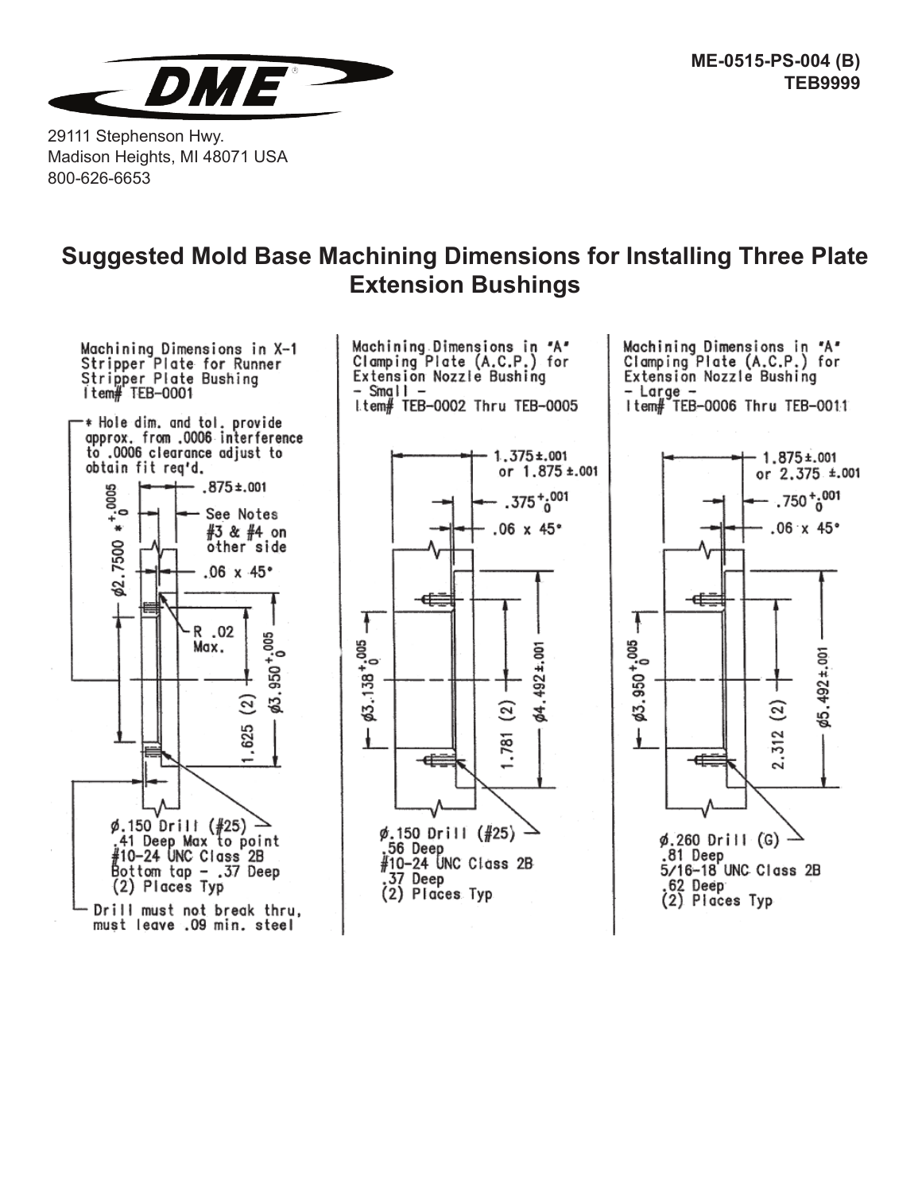29111 Stephenson Hwy.
Madison Heights, MI 48071 USA
800-626-6653

ME-0515-PS-004 (B)
TEB9999

# Suggested Mold Base Machining Dimensions for Installing Three Plate Extension Bushings

## Machining Dimensions in X-1 Stripper Plate for Runner Stripper Plate Bushing Item# TEB-0001

\* Hole dim. and tol. provide approx. from .0006 interference to .0006 clearance adjust to obtain fit req'd.

.875 ±.001

ø2.7500 \* +.0005/0

See Notes #3 & #4 on other side

.06 x 45°

R .02 Max.

ø3.950 +.005/0

1.625 (2)

ø.150 Drill (#25)
.41 Deep Max to point
#10-24 UNC Class 2B
Bottom tap - .37 Deep
(2) Places Typ

Drill must not break thru, must leave .09 min. steel

## Machining Dimensions in "A" Clamping Plate (A.C.P.) for Extension Nozzle Bushing - Small - Item# TEB-0002 Thru TEB-0005

1.375 ±.001 or 1.875 ±.001

.375 +.001/0

.06 x 45°

ø3.138 +.005/0

1.781 (2)

ø4.492 ±.001

ø.150 Drill (#25)
.56 Deep
#10-24 UNC Class 2B
.37 Deep
(2) Places Typ

## Machining Dimensions in "A" Clamping Plate (A.C.P.) for Extension Nozzle Bushing - Large - Item# TEB-0006 Thru TEB-0011

1.875 ±.001 or 2.375 ±.001

.750 +.001/0

.06 x 45°

ø3.950 +.005/0

2.312 (2)

ø5.492 ±.001

ø.260 Drill (G)
.81 Deep
5/16-18 UNC Class 2B
.62 Deep
(2) Places Typ